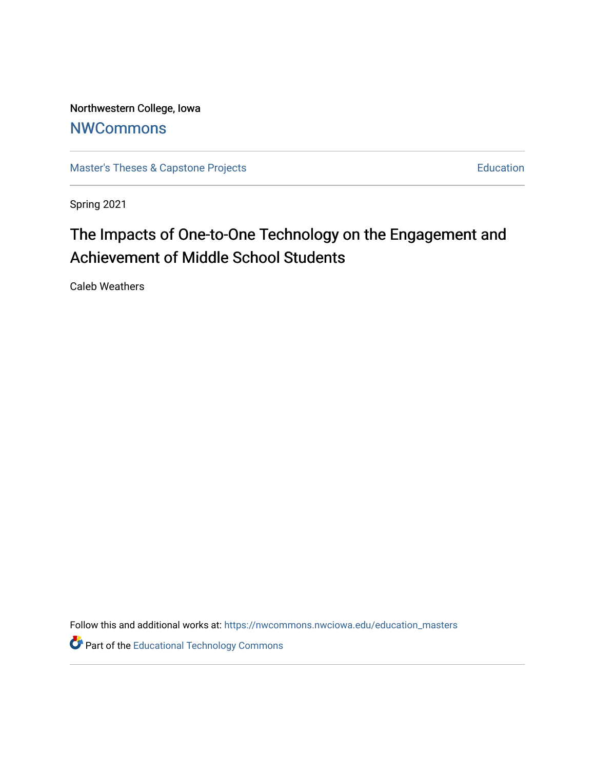Northwestern College, Iowa

# NWCommons

Master's Theses & Capstone Projects | Education

Spring 2021

# The Impacts of One-to-One Technology on the Engagement and Achievement of Middle School Students

Caleb Weathers

Follow this and additional works at: https://nwcommons.nwciowa.edu/education_masters

Part of the Educational Technology Commons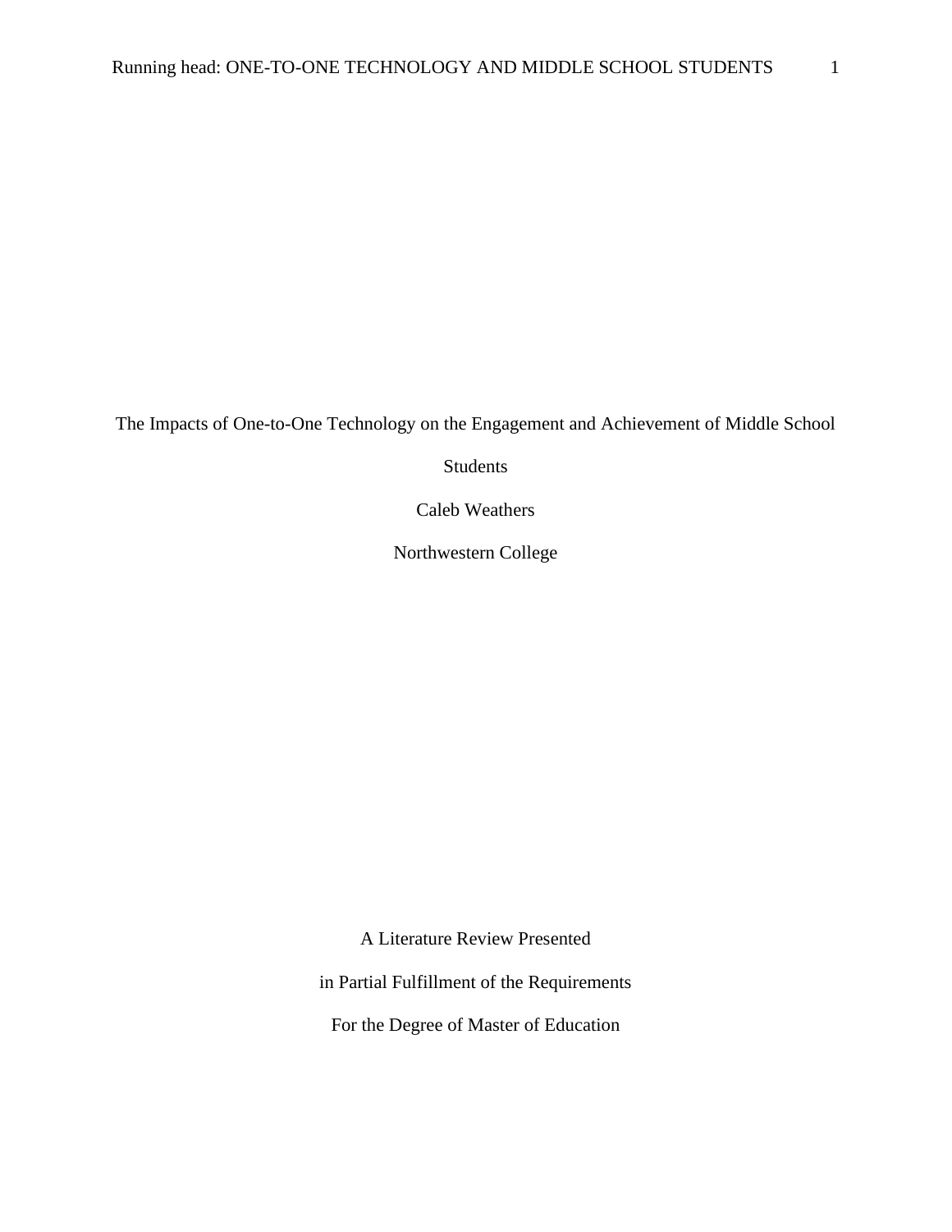The Impacts of One-to-One Technology on the Engagement and Achievement of Middle School Students

Caleb Weathers

Northwestern College

A Literature Review Presented

in Partial Fulfillment of the Requirements

For the Degree of Master of Education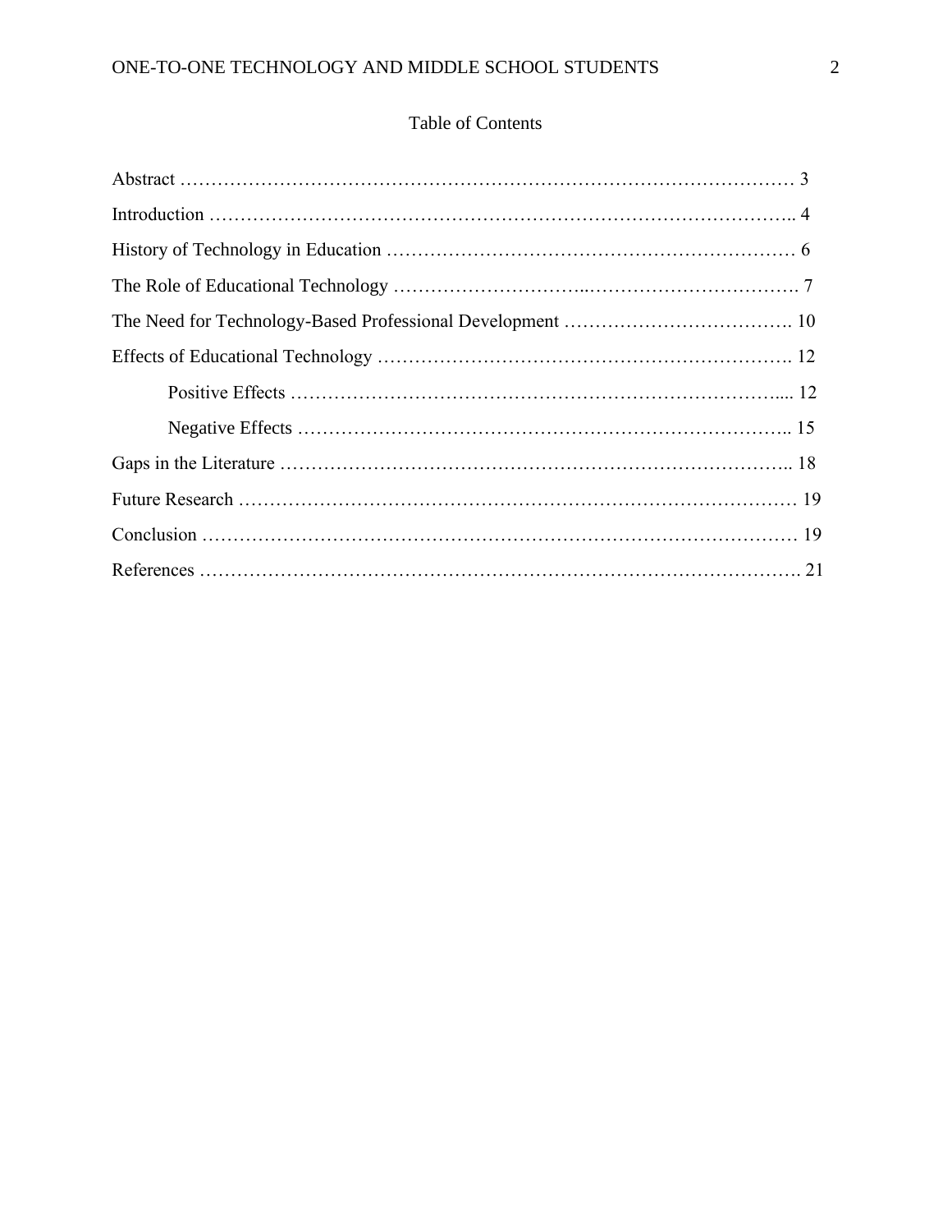## Table of Contents

Abstract ……………………………………………………………………………………… 3

Introduction …………………………………………………………………………………….. 4

History of Technology in Education ………………………………………………………… 6

The Role of Educational Technology …………………………...……………………………. 7

The Need for Technology-Based Professional Development ………………………………. 10

Effects of Educational Technology ……………………………………………………………. 12

  Positive Effects ……………………………………………………………………….... 12

  Negative Effects …………………………………………………………………….. 15

Gaps in the Literature ……………………………………………………………………….. 18

Future Research …………………………………………………………………………… 19

Conclusion ………………………………………………………………………………… 19

References ………………………………………………………………………………………. 21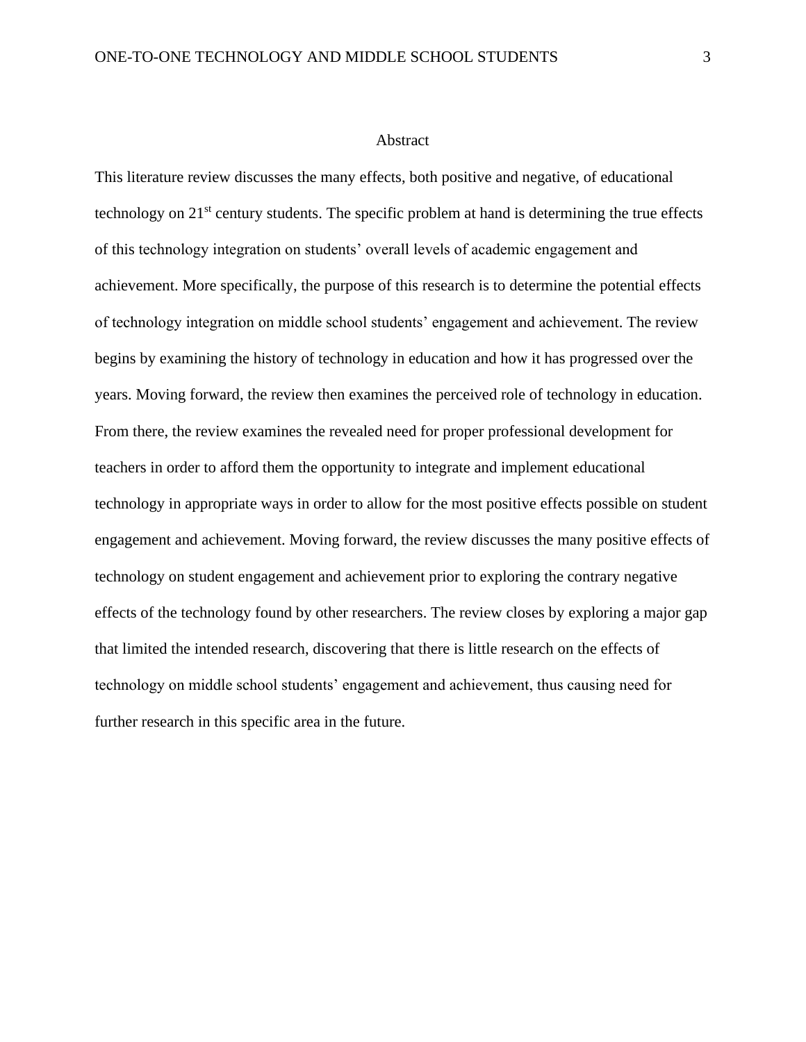# Abstract

This literature review discusses the many effects, both positive and negative, of educational technology on 21st century students. The specific problem at hand is determining the true effects of this technology integration on students' overall levels of academic engagement and achievement. More specifically, the purpose of this research is to determine the potential effects of technology integration on middle school students' engagement and achievement. The review begins by examining the history of technology in education and how it has progressed over the years. Moving forward, the review then examines the perceived role of technology in education. From there, the review examines the revealed need for proper professional development for teachers in order to afford them the opportunity to integrate and implement educational technology in appropriate ways in order to allow for the most positive effects possible on student engagement and achievement. Moving forward, the review discusses the many positive effects of technology on student engagement and achievement prior to exploring the contrary negative effects of the technology found by other researchers. The review closes by exploring a major gap that limited the intended research, discovering that there is little research on the effects of technology on middle school students' engagement and achievement, thus causing need for further research in this specific area in the future.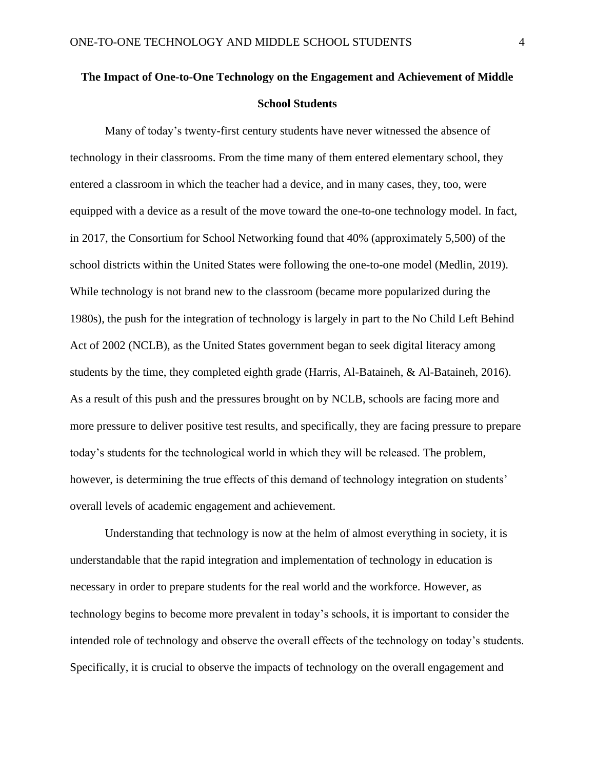# The Impact of One-to-One Technology on the Engagement and Achievement of Middle School Students

Many of today's twenty-first century students have never witnessed the absence of technology in their classrooms. From the time many of them entered elementary school, they entered a classroom in which the teacher had a device, and in many cases, they, too, were equipped with a device as a result of the move toward the one-to-one technology model. In fact, in 2017, the Consortium for School Networking found that 40% (approximately 5,500) of the school districts within the United States were following the one-to-one model (Medlin, 2019). While technology is not brand new to the classroom (became more popularized during the 1980s), the push for the integration of technology is largely in part to the No Child Left Behind Act of 2002 (NCLB), as the United States government began to seek digital literacy among students by the time, they completed eighth grade (Harris, Al-Bataineh, & Al-Bataineh, 2016). As a result of this push and the pressures brought on by NCLB, schools are facing more and more pressure to deliver positive test results, and specifically, they are facing pressure to prepare today's students for the technological world in which they will be released. The problem, however, is determining the true effects of this demand of technology integration on students' overall levels of academic engagement and achievement.

Understanding that technology is now at the helm of almost everything in society, it is understandable that the rapid integration and implementation of technology in education is necessary in order to prepare students for the real world and the workforce. However, as technology begins to become more prevalent in today's schools, it is important to consider the intended role of technology and observe the overall effects of the technology on today's students. Specifically, it is crucial to observe the impacts of technology on the overall engagement and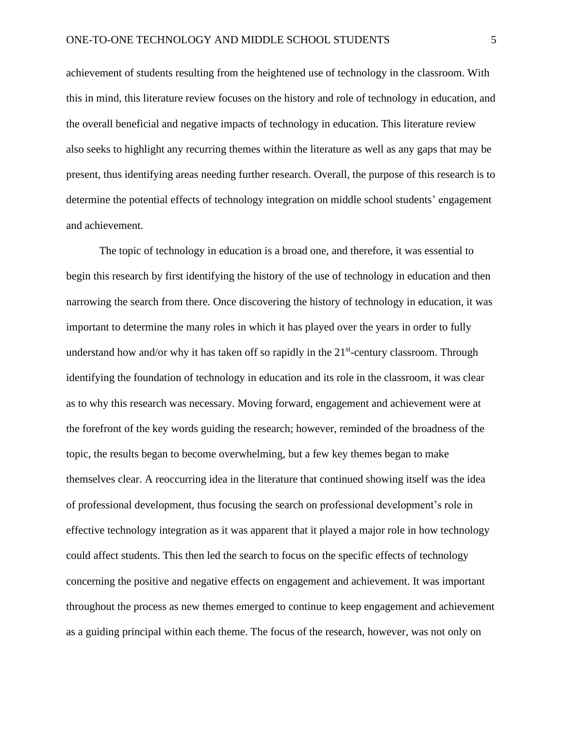achievement of students resulting from the heightened use of technology in the classroom. With this in mind, this literature review focuses on the history and role of technology in education, and the overall beneficial and negative impacts of technology in education. This literature review also seeks to highlight any recurring themes within the literature as well as any gaps that may be present, thus identifying areas needing further research. Overall, the purpose of this research is to determine the potential effects of technology integration on middle school students' engagement and achievement.

The topic of technology in education is a broad one, and therefore, it was essential to begin this research by first identifying the history of the use of technology in education and then narrowing the search from there. Once discovering the history of technology in education, it was important to determine the many roles in which it has played over the years in order to fully understand how and/or why it has taken off so rapidly in the 21st-century classroom. Through identifying the foundation of technology in education and its role in the classroom, it was clear as to why this research was necessary. Moving forward, engagement and achievement were at the forefront of the key words guiding the research; however, reminded of the broadness of the topic, the results began to become overwhelming, but a few key themes began to make themselves clear. A reoccurring idea in the literature that continued showing itself was the idea of professional development, thus focusing the search on professional development's role in effective technology integration as it was apparent that it played a major role in how technology could affect students. This then led the search to focus on the specific effects of technology concerning the positive and negative effects on engagement and achievement. It was important throughout the process as new themes emerged to continue to keep engagement and achievement as a guiding principal within each theme. The focus of the research, however, was not only on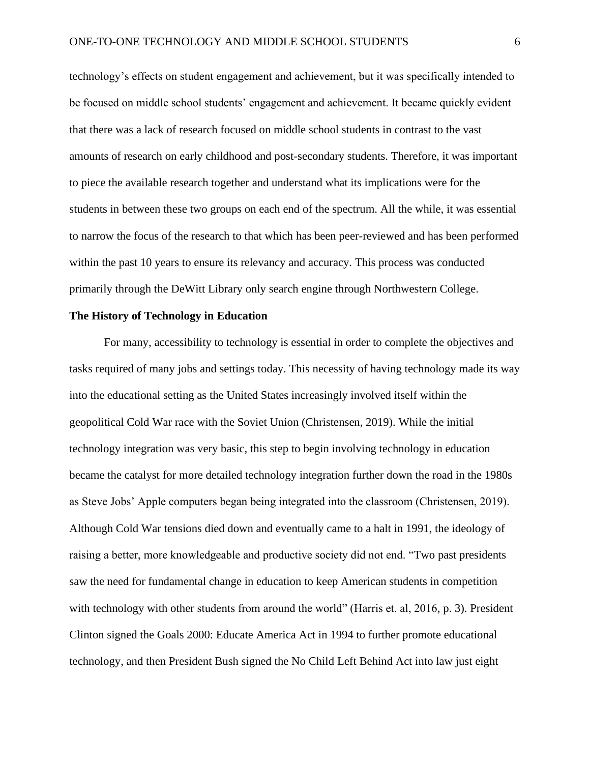technology's effects on student engagement and achievement, but it was specifically intended to be focused on middle school students' engagement and achievement. It became quickly evident that there was a lack of research focused on middle school students in contrast to the vast amounts of research on early childhood and post-secondary students. Therefore, it was important to piece the available research together and understand what its implications were for the students in between these two groups on each end of the spectrum. All the while, it was essential to narrow the focus of the research to that which has been peer-reviewed and has been performed within the past 10 years to ensure its relevancy and accuracy. This process was conducted primarily through the DeWitt Library only search engine through Northwestern College.

**The History of Technology in Education**

For many, accessibility to technology is essential in order to complete the objectives and tasks required of many jobs and settings today. This necessity of having technology made its way into the educational setting as the United States increasingly involved itself within the geopolitical Cold War race with the Soviet Union (Christensen, 2019). While the initial technology integration was very basic, this step to begin involving technology in education became the catalyst for more detailed technology integration further down the road in the 1980s as Steve Jobs' Apple computers began being integrated into the classroom (Christensen, 2019). Although Cold War tensions died down and eventually came to a halt in 1991, the ideology of raising a better, more knowledgeable and productive society did not end. "Two past presidents saw the need for fundamental change in education to keep American students in competition with technology with other students from around the world" (Harris et. al, 2016, p. 3). President Clinton signed the Goals 2000: Educate America Act in 1994 to further promote educational technology, and then President Bush signed the No Child Left Behind Act into law just eight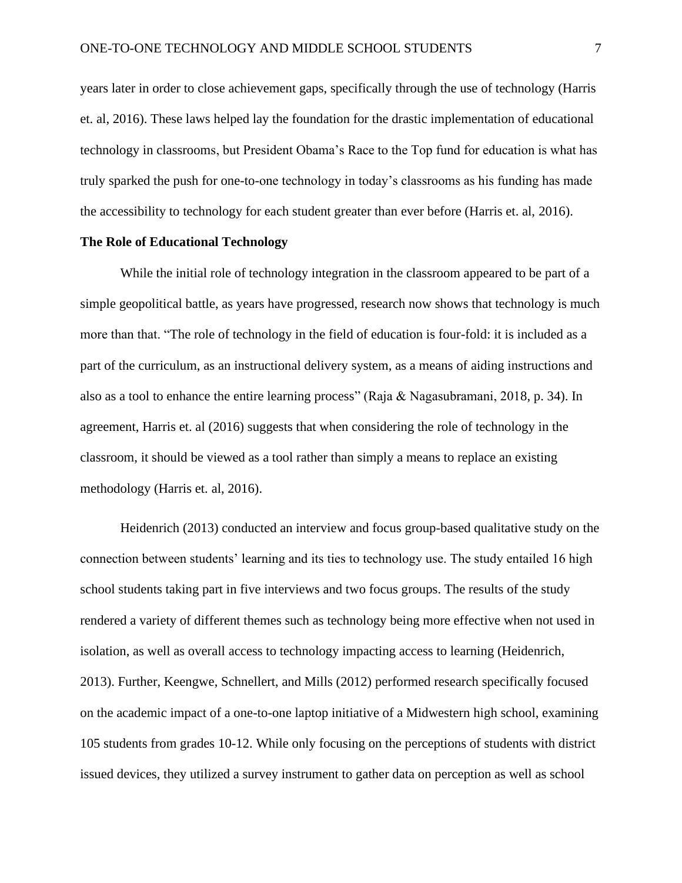years later in order to close achievement gaps, specifically through the use of technology (Harris et. al, 2016). These laws helped lay the foundation for the drastic implementation of educational technology in classrooms, but President Obama's Race to the Top fund for education is what has truly sparked the push for one-to-one technology in today's classrooms as his funding has made the accessibility to technology for each student greater than ever before (Harris et. al, 2016).

**The Role of Educational Technology**

While the initial role of technology integration in the classroom appeared to be part of a simple geopolitical battle, as years have progressed, research now shows that technology is much more than that. "The role of technology in the field of education is four-fold: it is included as a part of the curriculum, as an instructional delivery system, as a means of aiding instructions and also as a tool to enhance the entire learning process" (Raja & Nagasubramani, 2018, p. 34). In agreement, Harris et. al (2016) suggests that when considering the role of technology in the classroom, it should be viewed as a tool rather than simply a means to replace an existing methodology (Harris et. al, 2016).

Heidenrich (2013) conducted an interview and focus group-based qualitative study on the connection between students' learning and its ties to technology use. The study entailed 16 high school students taking part in five interviews and two focus groups. The results of the study rendered a variety of different themes such as technology being more effective when not used in isolation, as well as overall access to technology impacting access to learning (Heidenrich, 2013). Further, Keengwe, Schnellert, and Mills (2012) performed research specifically focused on the academic impact of a one-to-one laptop initiative of a Midwestern high school, examining 105 students from grades 10-12. While only focusing on the perceptions of students with district issued devices, they utilized a survey instrument to gather data on perception as well as school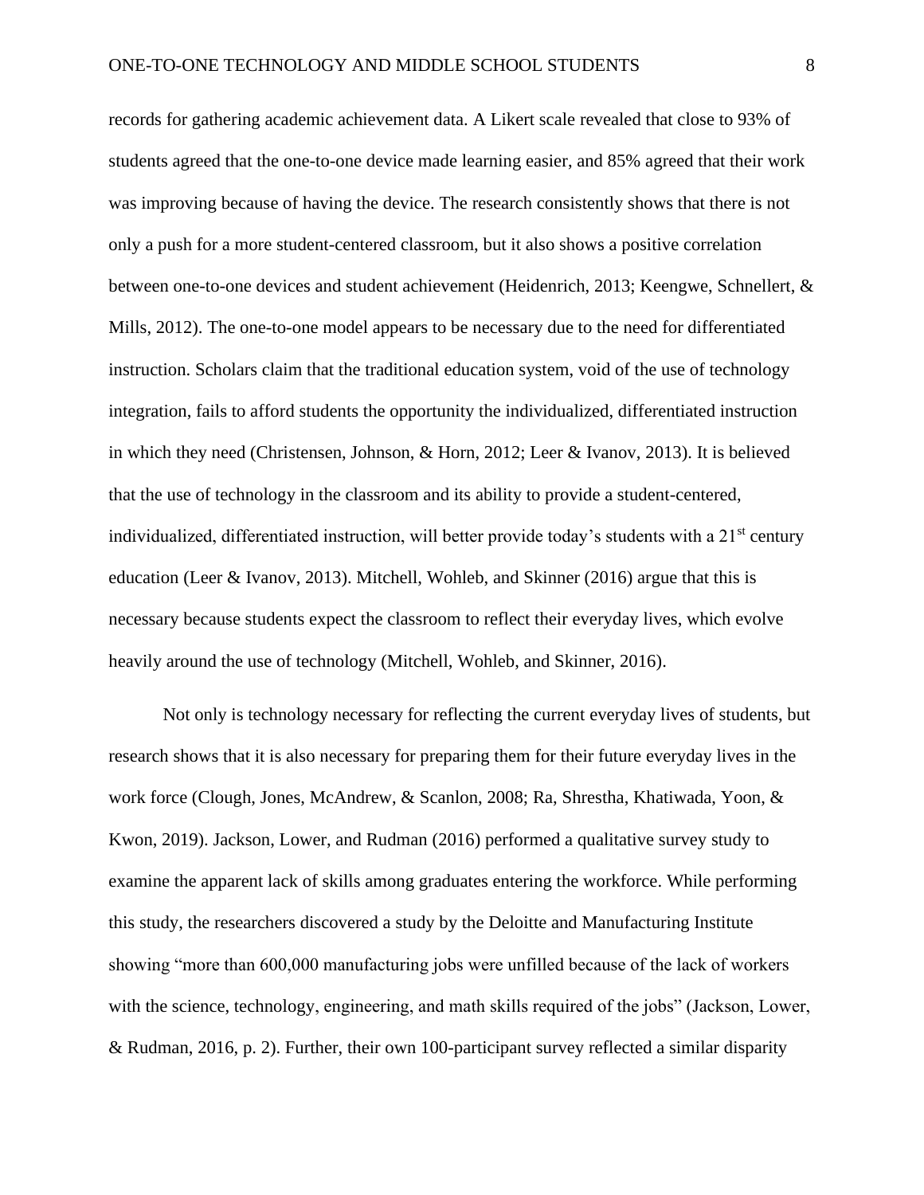records for gathering academic achievement data. A Likert scale revealed that close to 93% of students agreed that the one-to-one device made learning easier, and 85% agreed that their work was improving because of having the device. The research consistently shows that there is not only a push for a more student-centered classroom, but it also shows a positive correlation between one-to-one devices and student achievement (Heidenrich, 2013; Keengwe, Schnellert, & Mills, 2012). The one-to-one model appears to be necessary due to the need for differentiated instruction. Scholars claim that the traditional education system, void of the use of technology integration, fails to afford students the opportunity the individualized, differentiated instruction in which they need (Christensen, Johnson, & Horn, 2012; Leer & Ivanov, 2013). It is believed that the use of technology in the classroom and its ability to provide a student-centered, individualized, differentiated instruction, will better provide today's students with a 21st century education (Leer & Ivanov, 2013). Mitchell, Wohleb, and Skinner (2016) argue that this is necessary because students expect the classroom to reflect their everyday lives, which evolve heavily around the use of technology (Mitchell, Wohleb, and Skinner, 2016).

Not only is technology necessary for reflecting the current everyday lives of students, but research shows that it is also necessary for preparing them for their future everyday lives in the work force (Clough, Jones, McAndrew, & Scanlon, 2008; Ra, Shrestha, Khatiwada, Yoon, & Kwon, 2019). Jackson, Lower, and Rudman (2016) performed a qualitative survey study to examine the apparent lack of skills among graduates entering the workforce. While performing this study, the researchers discovered a study by the Deloitte and Manufacturing Institute showing "more than 600,000 manufacturing jobs were unfilled because of the lack of workers with the science, technology, engineering, and math skills required of the jobs" (Jackson, Lower, & Rudman, 2016, p. 2). Further, their own 100-participant survey reflected a similar disparity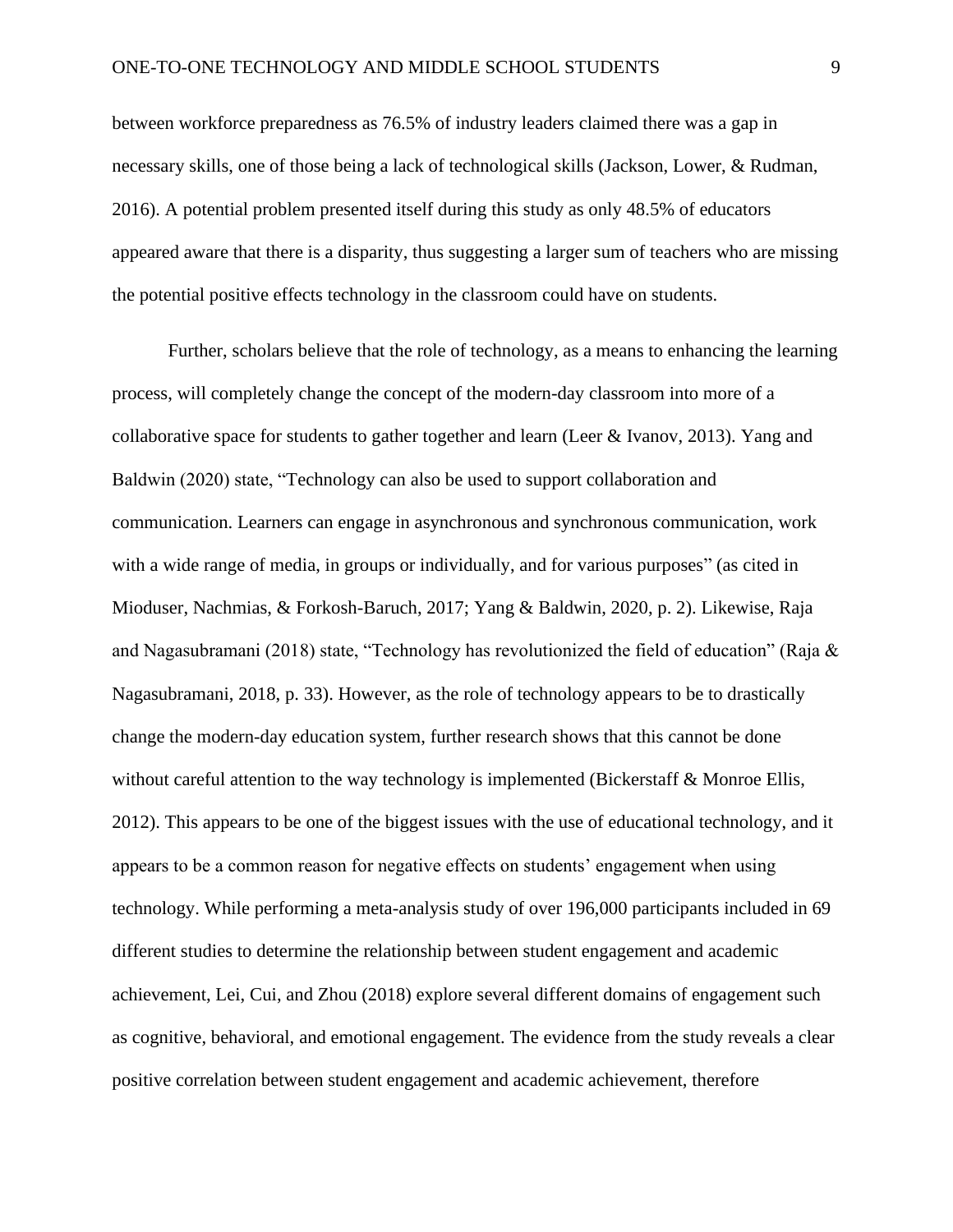between workforce preparedness as 76.5% of industry leaders claimed there was a gap in necessary skills, one of those being a lack of technological skills (Jackson, Lower, & Rudman, 2016). A potential problem presented itself during this study as only 48.5% of educators appeared aware that there is a disparity, thus suggesting a larger sum of teachers who are missing the potential positive effects technology in the classroom could have on students.

Further, scholars believe that the role of technology, as a means to enhancing the learning process, will completely change the concept of the modern-day classroom into more of a collaborative space for students to gather together and learn (Leer & Ivanov, 2013). Yang and Baldwin (2020) state, "Technology can also be used to support collaboration and communication. Learners can engage in asynchronous and synchronous communication, work with a wide range of media, in groups or individually, and for various purposes" (as cited in Mioduser, Nachmias, & Forkosh-Baruch, 2017; Yang & Baldwin, 2020, p. 2). Likewise, Raja and Nagasubramani (2018) state, "Technology has revolutionized the field of education" (Raja & Nagasubramani, 2018, p. 33). However, as the role of technology appears to be to drastically change the modern-day education system, further research shows that this cannot be done without careful attention to the way technology is implemented (Bickerstaff & Monroe Ellis, 2012). This appears to be one of the biggest issues with the use of educational technology, and it appears to be a common reason for negative effects on students' engagement when using technology. While performing a meta-analysis study of over 196,000 participants included in 69 different studies to determine the relationship between student engagement and academic achievement, Lei, Cui, and Zhou (2018) explore several different domains of engagement such as cognitive, behavioral, and emotional engagement. The evidence from the study reveals a clear positive correlation between student engagement and academic achievement, therefore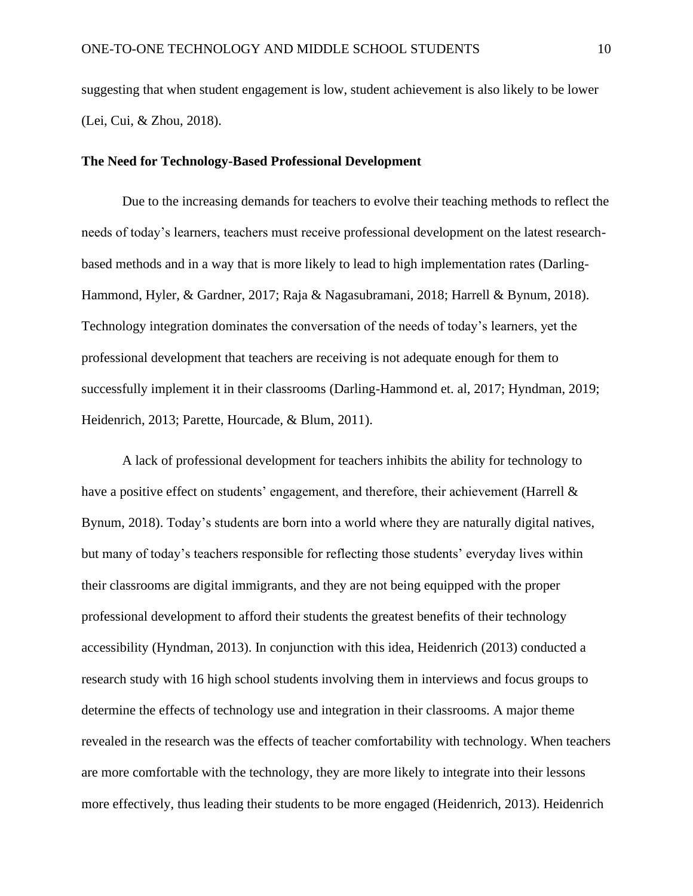suggesting that when student engagement is low, student achievement is also likely to be lower (Lei, Cui, & Zhou, 2018).

**The Need for Technology-Based Professional Development**

Due to the increasing demands for teachers to evolve their teaching methods to reflect the needs of today's learners, teachers must receive professional development on the latest research-based methods and in a way that is more likely to lead to high implementation rates (Darling-Hammond, Hyler, & Gardner, 2017; Raja & Nagasubramani, 2018; Harrell & Bynum, 2018). Technology integration dominates the conversation of the needs of today's learners, yet the professional development that teachers are receiving is not adequate enough for them to successfully implement it in their classrooms (Darling-Hammond et. al, 2017; Hyndman, 2019; Heidenrich, 2013; Parette, Hourcade, & Blum, 2011).

A lack of professional development for teachers inhibits the ability for technology to have a positive effect on students' engagement, and therefore, their achievement (Harrell & Bynum, 2018). Today's students are born into a world where they are naturally digital natives, but many of today's teachers responsible for reflecting those students' everyday lives within their classrooms are digital immigrants, and they are not being equipped with the proper professional development to afford their students the greatest benefits of their technology accessibility (Hyndman, 2013). In conjunction with this idea, Heidenrich (2013) conducted a research study with 16 high school students involving them in interviews and focus groups to determine the effects of technology use and integration in their classrooms. A major theme revealed in the research was the effects of teacher comfortability with technology. When teachers are more comfortable with the technology, they are more likely to integrate into their lessons more effectively, thus leading their students to be more engaged (Heidenrich, 2013). Heidenrich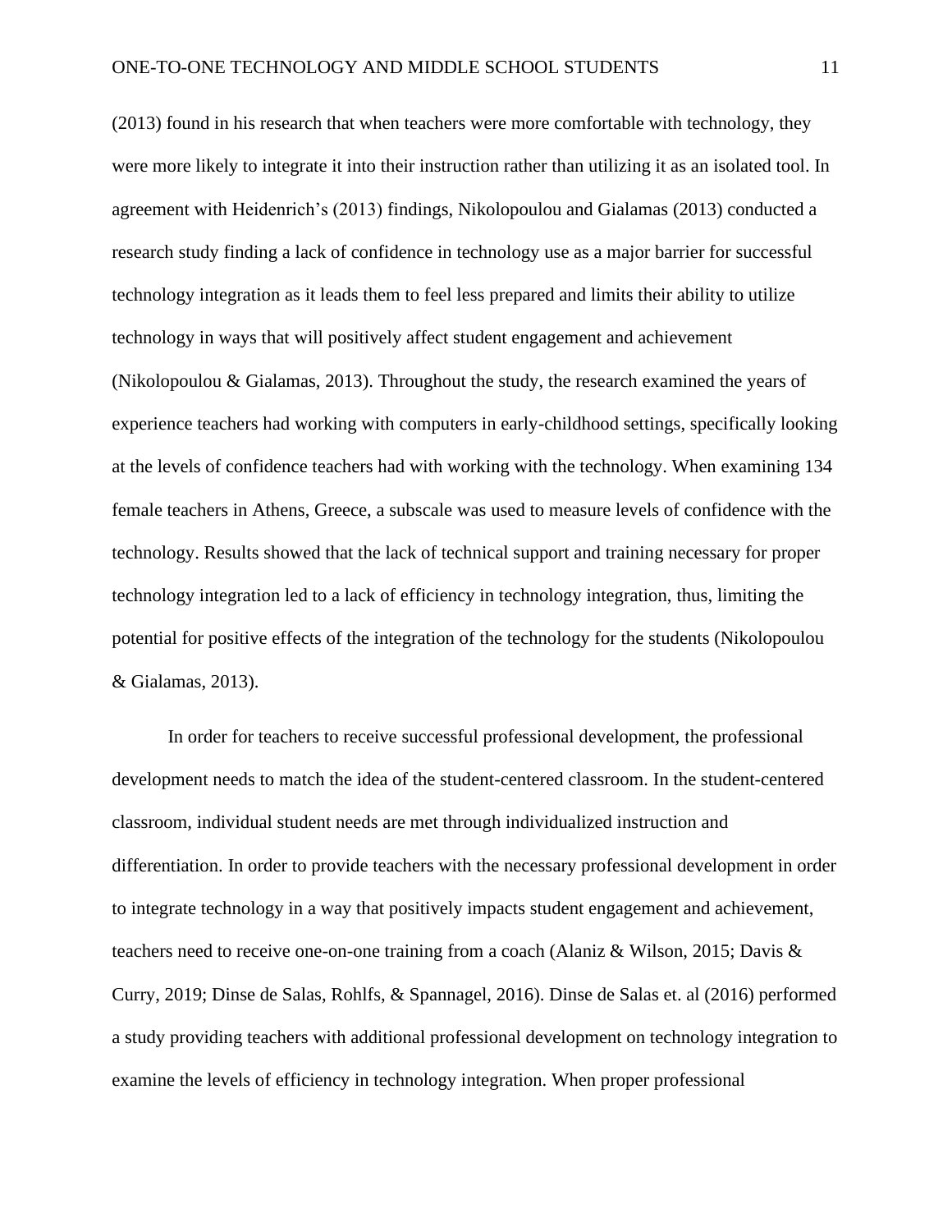(2013) found in his research that when teachers were more comfortable with technology, they were more likely to integrate it into their instruction rather than utilizing it as an isolated tool. In agreement with Heidenrich's (2013) findings, Nikolopoulou and Gialamas (2013) conducted a research study finding a lack of confidence in technology use as a major barrier for successful technology integration as it leads them to feel less prepared and limits their ability to utilize technology in ways that will positively affect student engagement and achievement (Nikolopoulou & Gialamas, 2013). Throughout the study, the research examined the years of experience teachers had working with computers in early-childhood settings, specifically looking at the levels of confidence teachers had with working with the technology. When examining 134 female teachers in Athens, Greece, a subscale was used to measure levels of confidence with the technology. Results showed that the lack of technical support and training necessary for proper technology integration led to a lack of efficiency in technology integration, thus, limiting the potential for positive effects of the integration of the technology for the students (Nikolopoulou & Gialamas, 2013).

In order for teachers to receive successful professional development, the professional development needs to match the idea of the student-centered classroom. In the student-centered classroom, individual student needs are met through individualized instruction and differentiation. In order to provide teachers with the necessary professional development in order to integrate technology in a way that positively impacts student engagement and achievement, teachers need to receive one-on-one training from a coach (Alaniz & Wilson, 2015; Davis & Curry, 2019; Dinse de Salas, Rohlfs, & Spannagel, 2016). Dinse de Salas et. al (2016) performed a study providing teachers with additional professional development on technology integration to examine the levels of efficiency in technology integration. When proper professional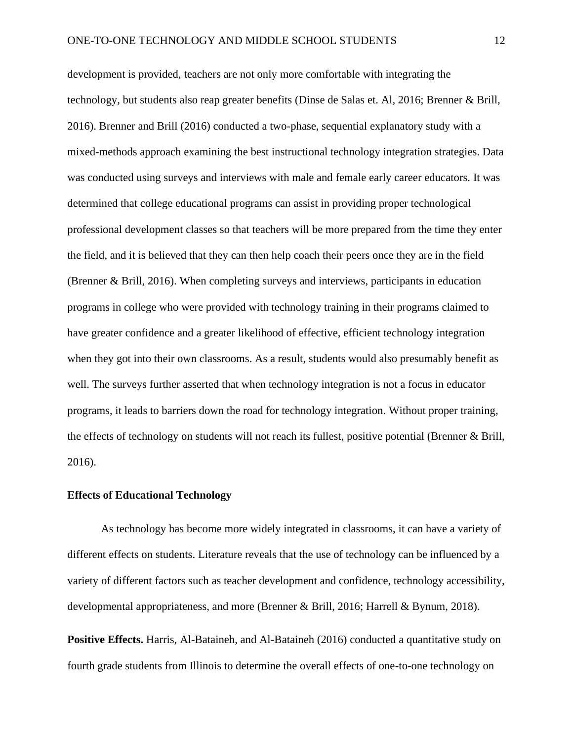development is provided, teachers are not only more comfortable with integrating the technology, but students also reap greater benefits (Dinse de Salas et. Al, 2016; Brenner & Brill, 2016). Brenner and Brill (2016) conducted a two-phase, sequential explanatory study with a mixed-methods approach examining the best instructional technology integration strategies. Data was conducted using surveys and interviews with male and female early career educators. It was determined that college educational programs can assist in providing proper technological professional development classes so that teachers will be more prepared from the time they enter the field, and it is believed that they can then help coach their peers once they are in the field (Brenner & Brill, 2016). When completing surveys and interviews, participants in education programs in college who were provided with technology training in their programs claimed to have greater confidence and a greater likelihood of effective, efficient technology integration when they got into their own classrooms. As a result, students would also presumably benefit as well. The surveys further asserted that when technology integration is not a focus in educator programs, it leads to barriers down the road for technology integration. Without proper training, the effects of technology on students will not reach its fullest, positive potential (Brenner & Brill, 2016).

## Effects of Educational Technology

As technology has become more widely integrated in classrooms, it can have a variety of different effects on students. Literature reveals that the use of technology can be influenced by a variety of different factors such as teacher development and confidence, technology accessibility, developmental appropriateness, and more (Brenner & Brill, 2016; Harrell & Bynum, 2018).

**Positive Effects.** Harris, Al-Bataineh, and Al-Bataineh (2016) conducted a quantitative study on fourth grade students from Illinois to determine the overall effects of one-to-one technology on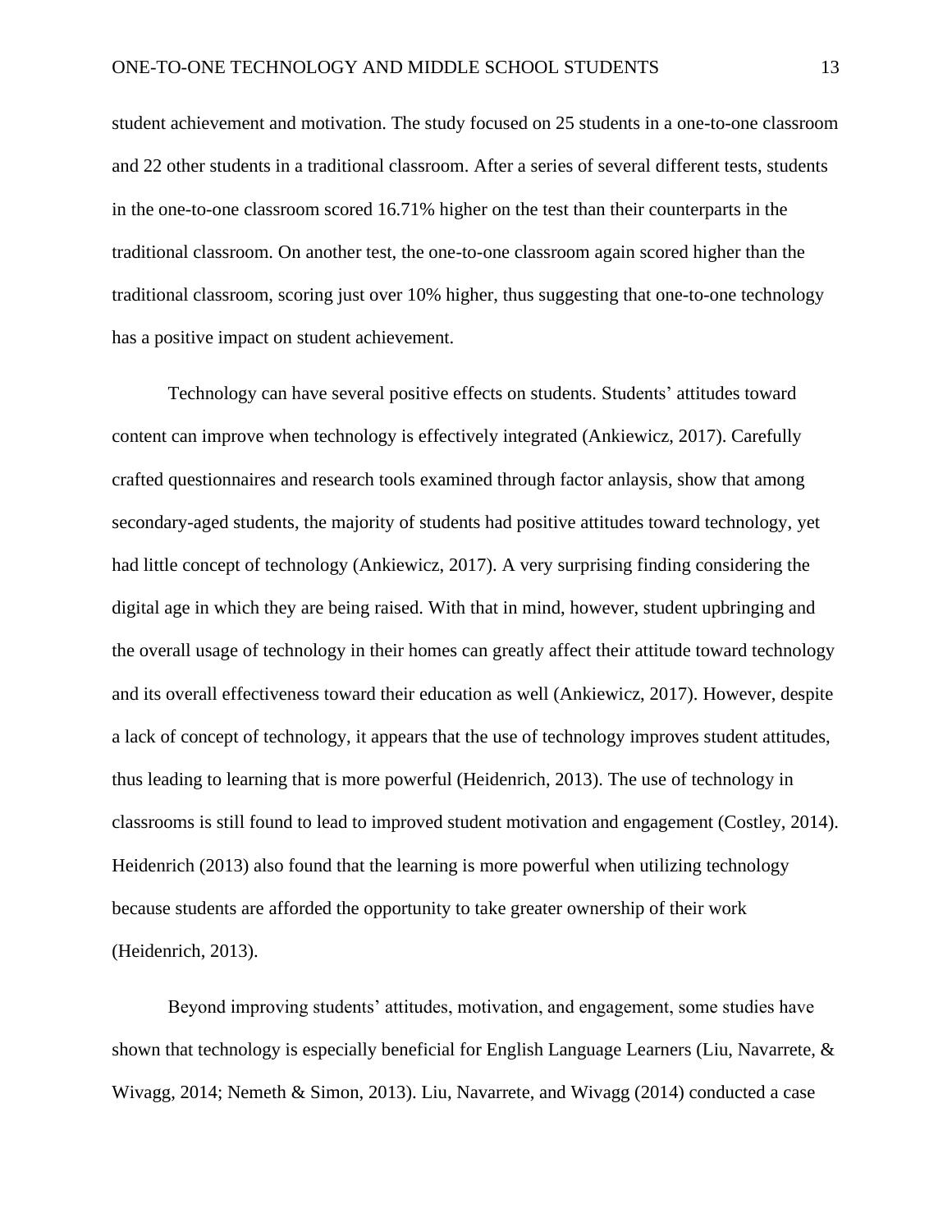student achievement and motivation. The study focused on 25 students in a one-to-one classroom and 22 other students in a traditional classroom. After a series of several different tests, students in the one-to-one classroom scored 16.71% higher on the test than their counterparts in the traditional classroom. On another test, the one-to-one classroom again scored higher than the traditional classroom, scoring just over 10% higher, thus suggesting that one-to-one technology has a positive impact on student achievement.

Technology can have several positive effects on students. Students' attitudes toward content can improve when technology is effectively integrated (Ankiewicz, 2017). Carefully crafted questionnaires and research tools examined through factor anlaysis, show that among secondary-aged students, the majority of students had positive attitudes toward technology, yet had little concept of technology (Ankiewicz, 2017). A very surprising finding considering the digital age in which they are being raised. With that in mind, however, student upbringing and the overall usage of technology in their homes can greatly affect their attitude toward technology and its overall effectiveness toward their education as well (Ankiewicz, 2017). However, despite a lack of concept of technology, it appears that the use of technology improves student attitudes, thus leading to learning that is more powerful (Heidenrich, 2013). The use of technology in classrooms is still found to lead to improved student motivation and engagement (Costley, 2014). Heidenrich (2013) also found that the learning is more powerful when utilizing technology because students are afforded the opportunity to take greater ownership of their work (Heidenrich, 2013).

Beyond improving students' attitudes, motivation, and engagement, some studies have shown that technology is especially beneficial for English Language Learners (Liu, Navarrete, & Wivagg, 2014; Nemeth & Simon, 2013). Liu, Navarrete, and Wivagg (2014) conducted a case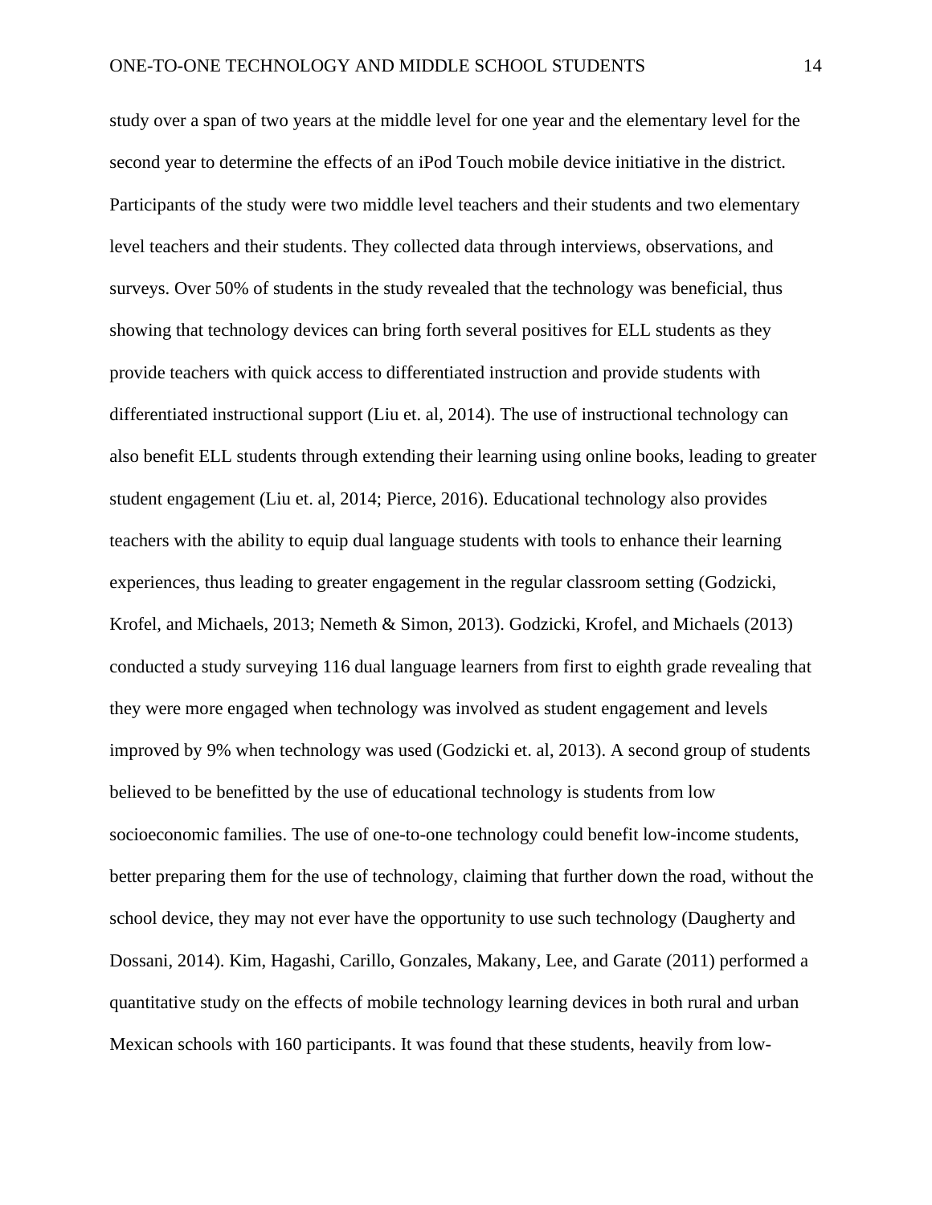study over a span of two years at the middle level for one year and the elementary level for the second year to determine the effects of an iPod Touch mobile device initiative in the district. Participants of the study were two middle level teachers and their students and two elementary level teachers and their students. They collected data through interviews, observations, and surveys. Over 50% of students in the study revealed that the technology was beneficial, thus showing that technology devices can bring forth several positives for ELL students as they provide teachers with quick access to differentiated instruction and provide students with differentiated instructional support (Liu et. al, 2014). The use of instructional technology can also benefit ELL students through extending their learning using online books, leading to greater student engagement (Liu et. al, 2014; Pierce, 2016). Educational technology also provides teachers with the ability to equip dual language students with tools to enhance their learning experiences, thus leading to greater engagement in the regular classroom setting (Godzicki, Krofel, and Michaels, 2013; Nemeth & Simon, 2013). Godzicki, Krofel, and Michaels (2013) conducted a study surveying 116 dual language learners from first to eighth grade revealing that they were more engaged when technology was involved as student engagement and levels improved by 9% when technology was used (Godzicki et. al, 2013). A second group of students believed to be benefitted by the use of educational technology is students from low socioeconomic families. The use of one-to-one technology could benefit low-income students, better preparing them for the use of technology, claiming that further down the road, without the school device, they may not ever have the opportunity to use such technology (Daugherty and Dossani, 2014). Kim, Hagashi, Carillo, Gonzales, Makany, Lee, and Garate (2011) performed a quantitative study on the effects of mobile technology learning devices in both rural and urban Mexican schools with 160 participants. It was found that these students, heavily from low-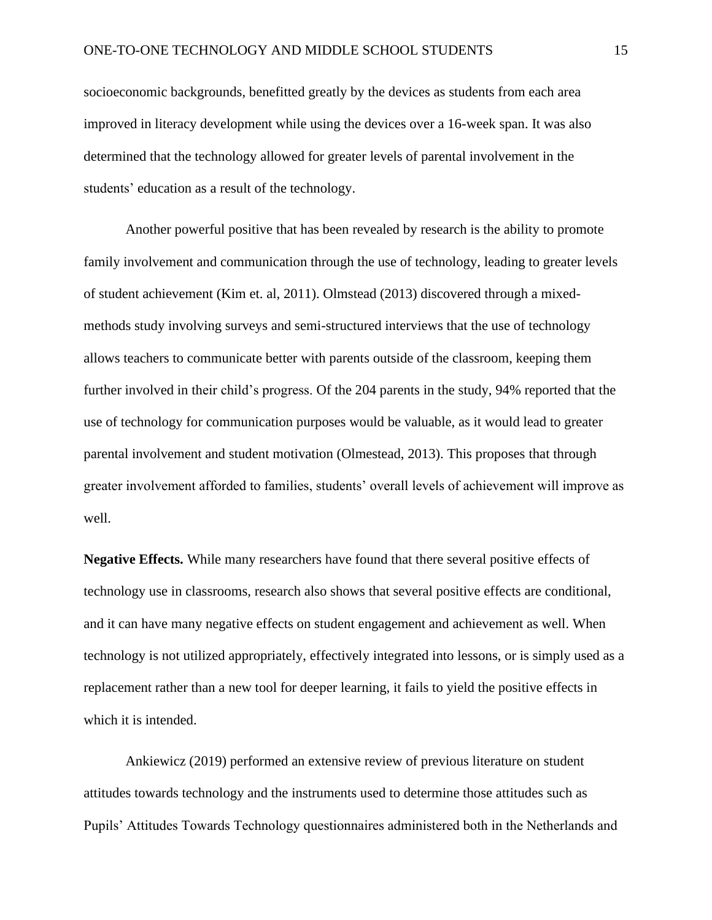socioeconomic backgrounds, benefitted greatly by the devices as students from each area improved in literacy development while using the devices over a 16-week span. It was also determined that the technology allowed for greater levels of parental involvement in the students' education as a result of the technology.

Another powerful positive that has been revealed by research is the ability to promote family involvement and communication through the use of technology, leading to greater levels of student achievement (Kim et. al, 2011). Olmstead (2013) discovered through a mixed-methods study involving surveys and semi-structured interviews that the use of technology allows teachers to communicate better with parents outside of the classroom, keeping them further involved in their child's progress. Of the 204 parents in the study, 94% reported that the use of technology for communication purposes would be valuable, as it would lead to greater parental involvement and student motivation (Olmestead, 2013). This proposes that through greater involvement afforded to families, students' overall levels of achievement will improve as well.

**Negative Effects.** While many researchers have found that there several positive effects of technology use in classrooms, research also shows that several positive effects are conditional, and it can have many negative effects on student engagement and achievement as well. When technology is not utilized appropriately, effectively integrated into lessons, or is simply used as a replacement rather than a new tool for deeper learning, it fails to yield the positive effects in which it is intended.

Ankiewicz (2019) performed an extensive review of previous literature on student attitudes towards technology and the instruments used to determine those attitudes such as Pupils' Attitudes Towards Technology questionnaires administered both in the Netherlands and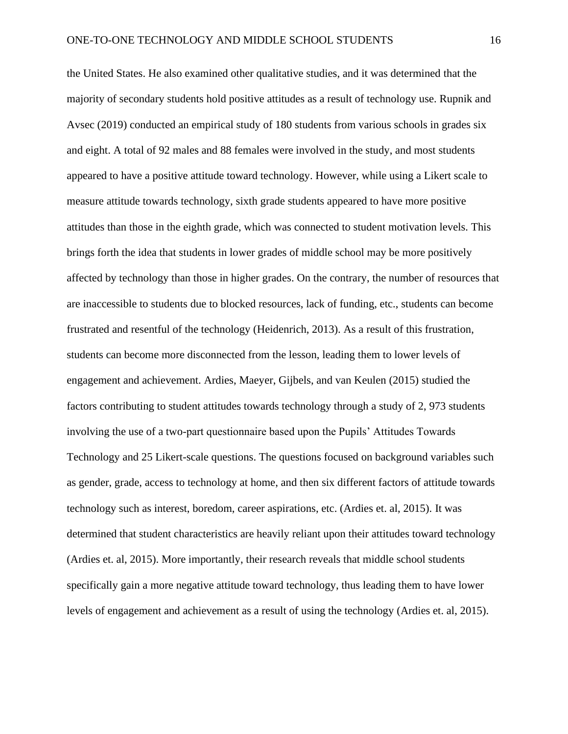the United States. He also examined other qualitative studies, and it was determined that the majority of secondary students hold positive attitudes as a result of technology use. Rupnik and Avsec (2019) conducted an empirical study of 180 students from various schools in grades six and eight. A total of 92 males and 88 females were involved in the study, and most students appeared to have a positive attitude toward technology. However, while using a Likert scale to measure attitude towards technology, sixth grade students appeared to have more positive attitudes than those in the eighth grade, which was connected to student motivation levels. This brings forth the idea that students in lower grades of middle school may be more positively affected by technology than those in higher grades. On the contrary, the number of resources that are inaccessible to students due to blocked resources, lack of funding, etc., students can become frustrated and resentful of the technology (Heidenrich, 2013). As a result of this frustration, students can become more disconnected from the lesson, leading them to lower levels of engagement and achievement. Ardies, Maeyer, Gijbels, and van Keulen (2015) studied the factors contributing to student attitudes towards technology through a study of 2, 973 students involving the use of a two-part questionnaire based upon the Pupils' Attitudes Towards Technology and 25 Likert-scale questions. The questions focused on background variables such as gender, grade, access to technology at home, and then six different factors of attitude towards technology such as interest, boredom, career aspirations, etc. (Ardies et. al, 2015). It was determined that student characteristics are heavily reliant upon their attitudes toward technology (Ardies et. al, 2015). More importantly, their research reveals that middle school students specifically gain a more negative attitude toward technology, thus leading them to have lower levels of engagement and achievement as a result of using the technology (Ardies et. al, 2015).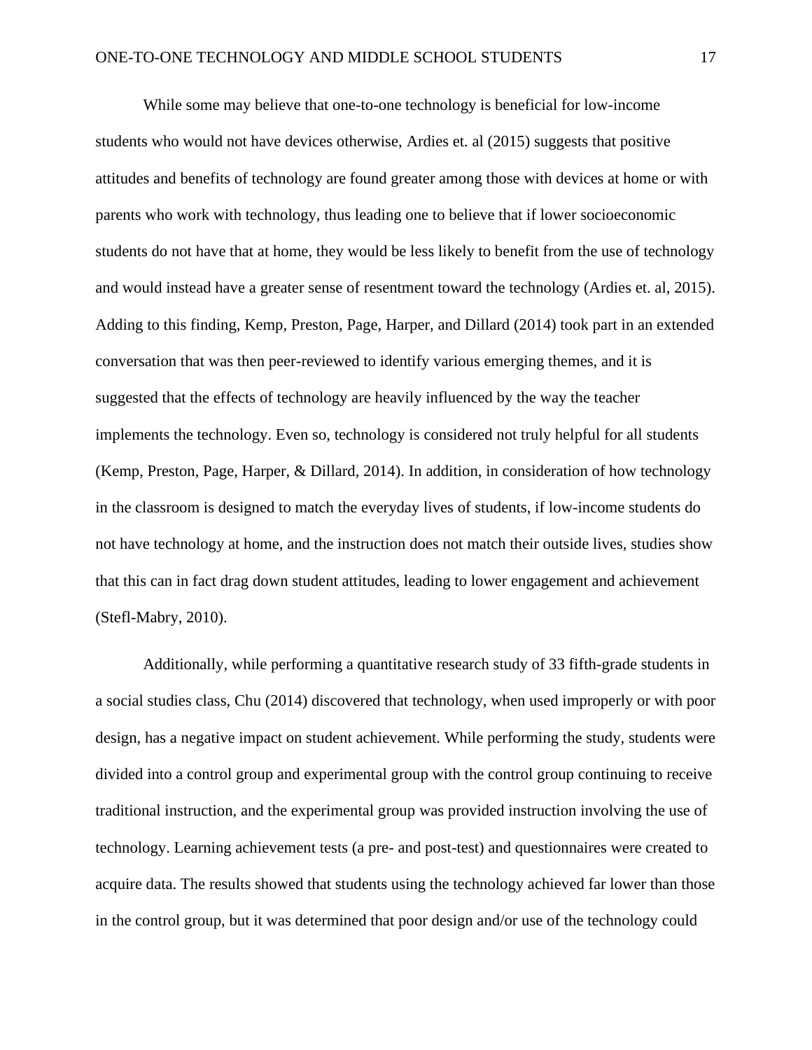While some may believe that one-to-one technology is beneficial for low-income students who would not have devices otherwise, Ardies et. al (2015) suggests that positive attitudes and benefits of technology are found greater among those with devices at home or with parents who work with technology, thus leading one to believe that if lower socioeconomic students do not have that at home, they would be less likely to benefit from the use of technology and would instead have a greater sense of resentment toward the technology (Ardies et. al, 2015). Adding to this finding, Kemp, Preston, Page, Harper, and Dillard (2014) took part in an extended conversation that was then peer-reviewed to identify various emerging themes, and it is suggested that the effects of technology are heavily influenced by the way the teacher implements the technology. Even so, technology is considered not truly helpful for all students (Kemp, Preston, Page, Harper, & Dillard, 2014). In addition, in consideration of how technology in the classroom is designed to match the everyday lives of students, if low-income students do not have technology at home, and the instruction does not match their outside lives, studies show that this can in fact drag down student attitudes, leading to lower engagement and achievement (Stefl-Mabry, 2010).

Additionally, while performing a quantitative research study of 33 fifth-grade students in a social studies class, Chu (2014) discovered that technology, when used improperly or with poor design, has a negative impact on student achievement. While performing the study, students were divided into a control group and experimental group with the control group continuing to receive traditional instruction, and the experimental group was provided instruction involving the use of technology. Learning achievement tests (a pre- and post-test) and questionnaires were created to acquire data. The results showed that students using the technology achieved far lower than those in the control group, but it was determined that poor design and/or use of the technology could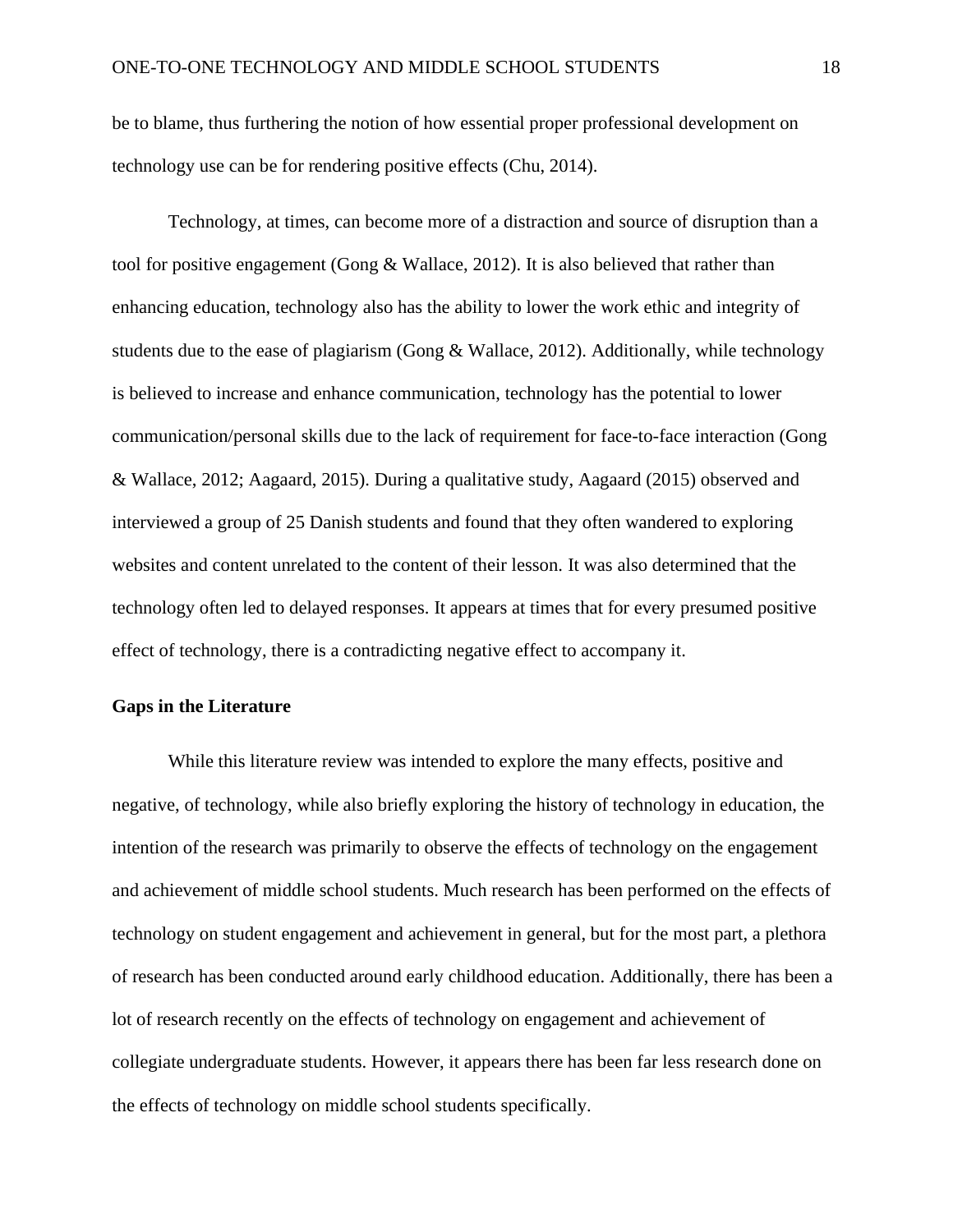be to blame, thus furthering the notion of how essential proper professional development on technology use can be for rendering positive effects (Chu, 2014).

Technology, at times, can become more of a distraction and source of disruption than a tool for positive engagement (Gong & Wallace, 2012). It is also believed that rather than enhancing education, technology also has the ability to lower the work ethic and integrity of students due to the ease of plagiarism (Gong & Wallace, 2012). Additionally, while technology is believed to increase and enhance communication, technology has the potential to lower communication/personal skills due to the lack of requirement for face-to-face interaction (Gong & Wallace, 2012; Aagaard, 2015). During a qualitative study, Aagaard (2015) observed and interviewed a group of 25 Danish students and found that they often wandered to exploring websites and content unrelated to the content of their lesson. It was also determined that the technology often led to delayed responses. It appears at times that for every presumed positive effect of technology, there is a contradicting negative effect to accompany it.

**Gaps in the Literature**

While this literature review was intended to explore the many effects, positive and negative, of technology, while also briefly exploring the history of technology in education, the intention of the research was primarily to observe the effects of technology on the engagement and achievement of middle school students. Much research has been performed on the effects of technology on student engagement and achievement in general, but for the most part, a plethora of research has been conducted around early childhood education. Additionally, there has been a lot of research recently on the effects of technology on engagement and achievement of collegiate undergraduate students. However, it appears there has been far less research done on the effects of technology on middle school students specifically.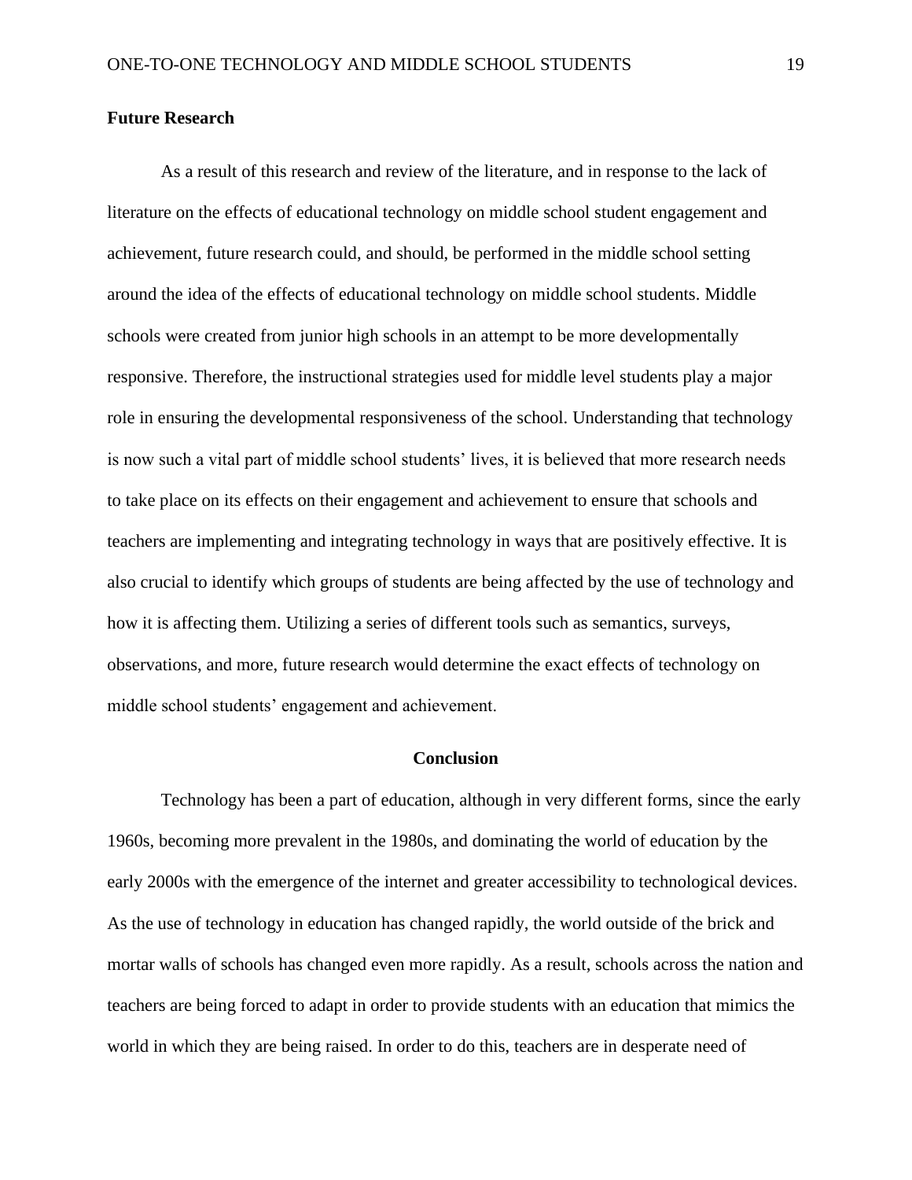**Future Research**

As a result of this research and review of the literature, and in response to the lack of literature on the effects of educational technology on middle school student engagement and achievement, future research could, and should, be performed in the middle school setting around the idea of the effects of educational technology on middle school students. Middle schools were created from junior high schools in an attempt to be more developmentally responsive. Therefore, the instructional strategies used for middle level students play a major role in ensuring the developmental responsiveness of the school. Understanding that technology is now such a vital part of middle school students' lives, it is believed that more research needs to take place on its effects on their engagement and achievement to ensure that schools and teachers are implementing and integrating technology in ways that are positively effective. It is also crucial to identify which groups of students are being affected by the use of technology and how it is affecting them. Utilizing a series of different tools such as semantics, surveys, observations, and more, future research would determine the exact effects of technology on middle school students' engagement and achievement.

## Conclusion

Technology has been a part of education, although in very different forms, since the early 1960s, becoming more prevalent in the 1980s, and dominating the world of education by the early 2000s with the emergence of the internet and greater accessibility to technological devices. As the use of technology in education has changed rapidly, the world outside of the brick and mortar walls of schools has changed even more rapidly. As a result, schools across the nation and teachers are being forced to adapt in order to provide students with an education that mimics the world in which they are being raised. In order to do this, teachers are in desperate need of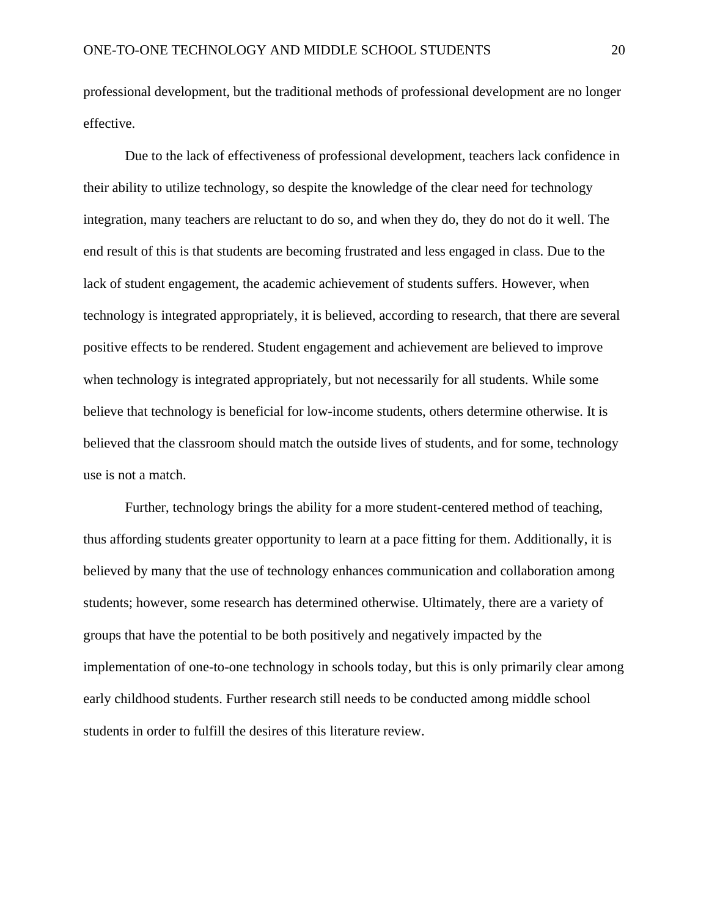professional development, but the traditional methods of professional development are no longer effective.

Due to the lack of effectiveness of professional development, teachers lack confidence in their ability to utilize technology, so despite the knowledge of the clear need for technology integration, many teachers are reluctant to do so, and when they do, they do not do it well. The end result of this is that students are becoming frustrated and less engaged in class. Due to the lack of student engagement, the academic achievement of students suffers. However, when technology is integrated appropriately, it is believed, according to research, that there are several positive effects to be rendered. Student engagement and achievement are believed to improve when technology is integrated appropriately, but not necessarily for all students. While some believe that technology is beneficial for low-income students, others determine otherwise. It is believed that the classroom should match the outside lives of students, and for some, technology use is not a match.

Further, technology brings the ability for a more student-centered method of teaching, thus affording students greater opportunity to learn at a pace fitting for them. Additionally, it is believed by many that the use of technology enhances communication and collaboration among students; however, some research has determined otherwise. Ultimately, there are a variety of groups that have the potential to be both positively and negatively impacted by the implementation of one-to-one technology in schools today, but this is only primarily clear among early childhood students. Further research still needs to be conducted among middle school students in order to fulfill the desires of this literature review.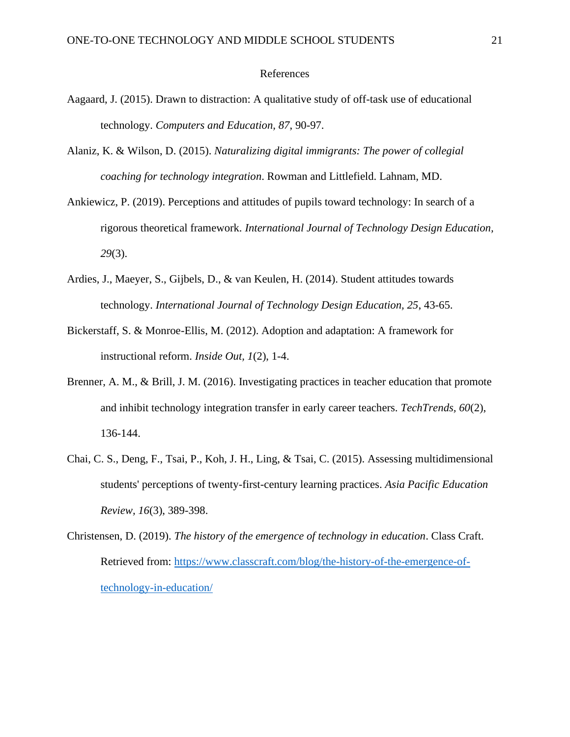# References

Aagaard, J. (2015). Drawn to distraction: A qualitative study of off-task use of educational technology. *Computers and Education, 87*, 90-97.

Alaniz, K. & Wilson, D. (2015). *Naturalizing digital immigrants: The power of collegial coaching for technology integration*. Rowman and Littlefield. Lahnam, MD.

Ankiewicz, P. (2019). Perceptions and attitudes of pupils toward technology: In search of a rigorous theoretical framework. *International Journal of Technology Design Education, 29*(3).

Ardies, J., Maeyer, S., Gijbels, D., & van Keulen, H. (2014). Student attitudes towards technology. *International Journal of Technology Design Education, 25*, 43-65.

Bickerstaff, S. & Monroe-Ellis, M. (2012). Adoption and adaptation: A framework for instructional reform. *Inside Out, 1*(2), 1-4.

Brenner, A. M., & Brill, J. M. (2016). Investigating practices in teacher education that promote and inhibit technology integration transfer in early career teachers. *TechTrends, 60*(2), 136-144.

Chai, C. S., Deng, F., Tsai, P., Koh, J. H., Ling, & Tsai, C. (2015). Assessing multidimensional students' perceptions of twenty-first-century learning practices. *Asia Pacific Education Review, 16*(3), 389-398.

Christensen, D. (2019). *The history of the emergence of technology in education*. Class Craft. Retrieved from: [https://www.classcraft.com/blog/the-history-of-the-emergence-of-technology-in-education/](https://www.classcraft.com/blog/the-history-of-the-emergence-of-technology-in-education/)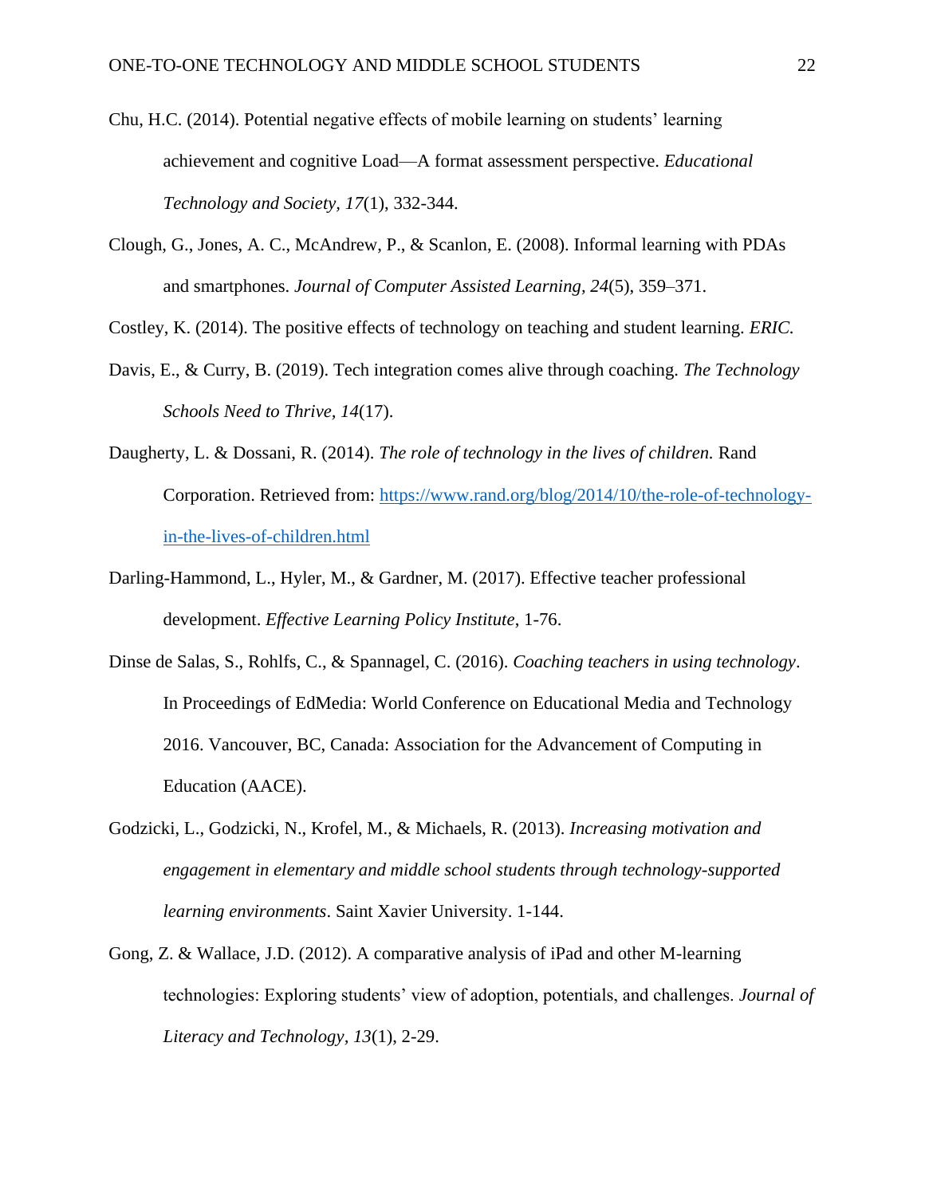Chu, H.C. (2014). Potential negative effects of mobile learning on students' learning achievement and cognitive Load—A format assessment perspective. *Educational Technology and Society, 17*(1), 332-344.

Clough, G., Jones, A. C., McAndrew, P., & Scanlon, E. (2008). Informal learning with PDAs and smartphones. *Journal of Computer Assisted Learning, 24*(5), 359–371.

Costley, K. (2014). The positive effects of technology on teaching and student learning. *ERIC.*

Davis, E., & Curry, B. (2019). Tech integration comes alive through coaching. *The Technology Schools Need to Thrive, 14*(17).

Daugherty, L. & Dossani, R. (2014). *The role of technology in the lives of children.* Rand Corporation. Retrieved from: [https://www.rand.org/blog/2014/10/the-role-of-technology-in-the-lives-of-children.html](https://www.rand.org/blog/2014/10/the-role-of-technology-in-the-lives-of-children.html)

Darling-Hammond, L., Hyler, M., & Gardner, M. (2017). Effective teacher professional development. *Effective Learning Policy Institute*, 1-76.

Dinse de Salas, S., Rohlfs, C., & Spannagel, C. (2016). *Coaching teachers in using technology*. In Proceedings of EdMedia: World Conference on Educational Media and Technology 2016. Vancouver, BC, Canada: Association for the Advancement of Computing in Education (AACE).

Godzicki, L., Godzicki, N., Krofel, M., & Michaels, R. (2013). *Increasing motivation and engagement in elementary and middle school students through technology-supported learning environments*. Saint Xavier University. 1-144.

Gong, Z. & Wallace, J.D. (2012). A comparative analysis of iPad and other M-learning technologies: Exploring students' view of adoption, potentials, and challenges. *Journal of Literacy and Technology*, *13*(1), 2-29.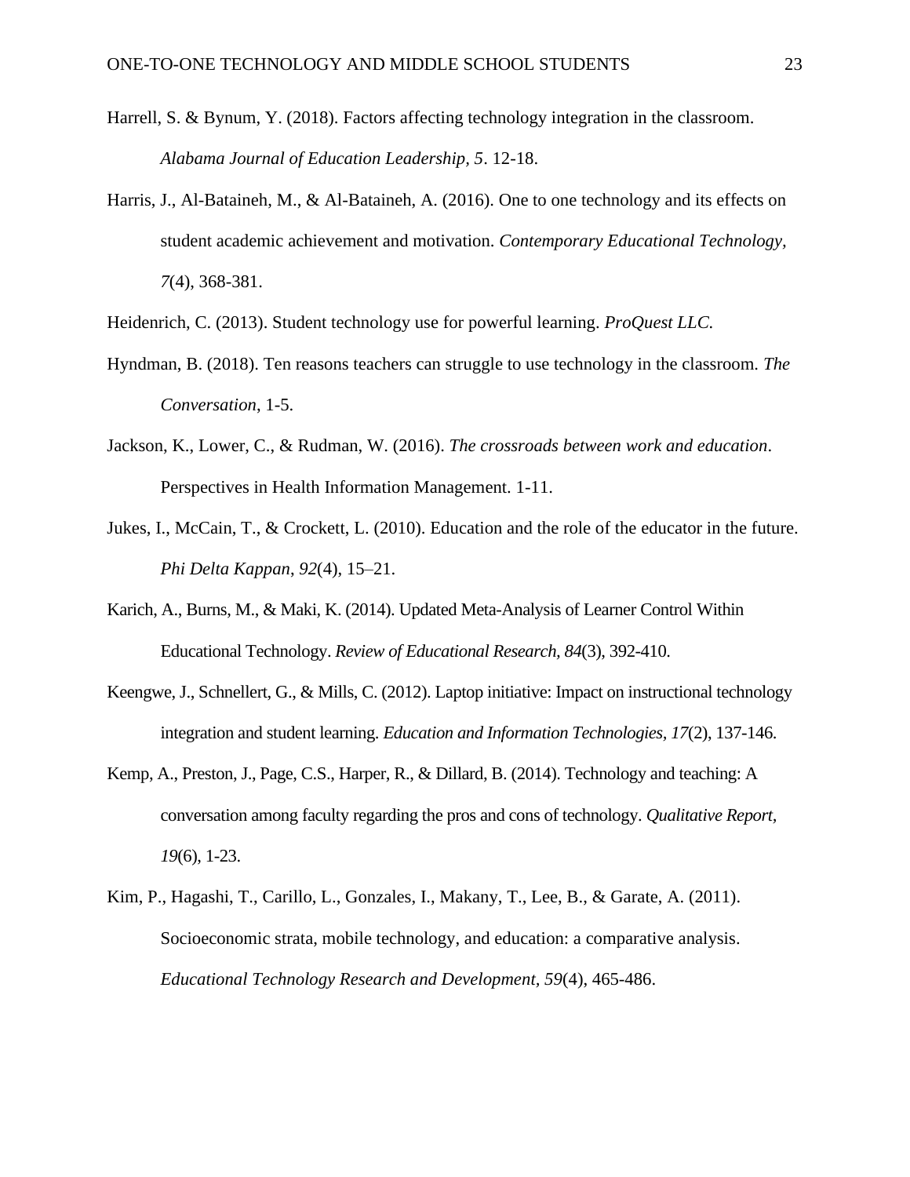Harrell, S. & Bynum, Y. (2018). Factors affecting technology integration in the classroom. *Alabama Journal of Education Leadership, 5*. 12-18.

Harris, J., Al-Bataineh, M., & Al-Bataineh, A. (2016). One to one technology and its effects on student academic achievement and motivation. *Contemporary Educational Technology, 7*(4), 368-381.

Heidenrich, C. (2013). Student technology use for powerful learning. *ProQuest LLC.*

Hyndman, B. (2018). Ten reasons teachers can struggle to use technology in the classroom. *The Conversation*, 1-5.

Jackson, K., Lower, C., & Rudman, W. (2016). *The crossroads between work and education*. Perspectives in Health Information Management. 1-11.

Jukes, I., McCain, T., & Crockett, L. (2010). Education and the role of the educator in the future. *Phi Delta Kappan*, *92*(4), 15–21.

Karich, A., Burns, M., & Maki, K. (2014). Updated Meta-Analysis of Learner Control Within Educational Technology. *Review of Educational Research, 84*(3), 392-410.

Keengwe, J., Schnellert, G., & Mills, C. (2012). Laptop initiative: Impact on instructional technology integration and student learning. *Education and Information Technologies, 17*(2), 137-146.

Kemp, A., Preston, J., Page, C.S., Harper, R., & Dillard, B. (2014). Technology and teaching: A conversation among faculty regarding the pros and cons of technology. *Qualitative Report, 19*(6), 1-23.

Kim, P., Hagashi, T., Carillo, L., Gonzales, I., Makany, T., Lee, B., & Garate, A. (2011). Socioeconomic strata, mobile technology, and education: a comparative analysis. *Educational Technology Research and Development*, *59*(4), 465-486.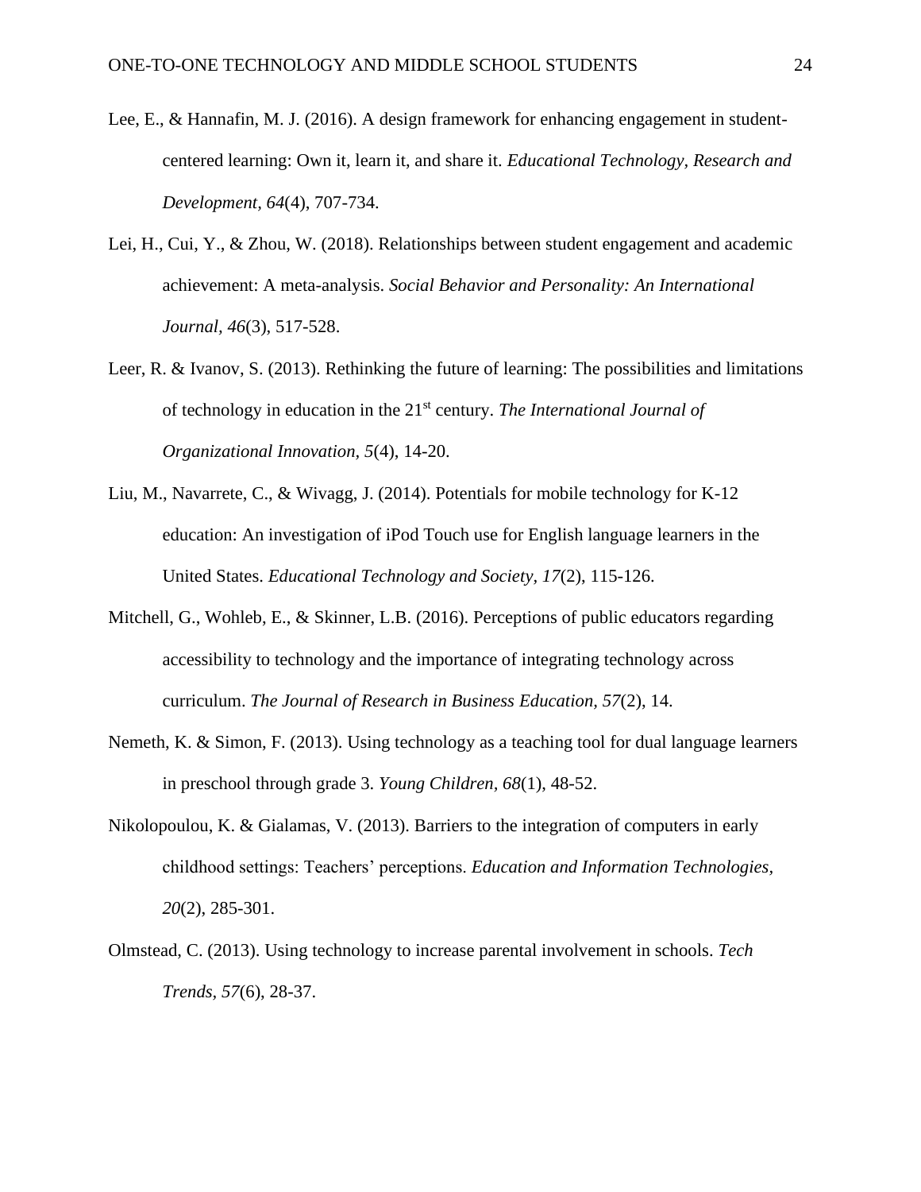Lee, E., & Hannafin, M. J. (2016). A design framework for enhancing engagement in student-centered learning: Own it, learn it, and share it. *Educational Technology, Research and Development*, *64*(4), 707-734.

Lei, H., Cui, Y., & Zhou, W. (2018). Relationships between student engagement and academic achievement: A meta-analysis. *Social Behavior and Personality: An International Journal*, *46*(3), 517-528.

Leer, R. & Ivanov, S. (2013). Rethinking the future of learning: The possibilities and limitations of technology in education in the 21st century. *The International Journal of Organizational Innovation*, *5*(4), 14-20.

Liu, M., Navarrete, C., & Wivagg, J. (2014). Potentials for mobile technology for K-12 education: An investigation of iPod Touch use for English language learners in the United States. *Educational Technology and Society*, *17*(2), 115-126.

Mitchell, G., Wohleb, E., & Skinner, L.B. (2016). Perceptions of public educators regarding accessibility to technology and the importance of integrating technology across curriculum. *The Journal of Research in Business Education*, *57*(2), 14.

Nemeth, K. & Simon, F. (2013). Using technology as a teaching tool for dual language learners in preschool through grade 3. *Young Children*, *68*(1), 48-52.

Nikolopoulou, K. & Gialamas, V. (2013). Barriers to the integration of computers in early childhood settings: Teachers' perceptions. *Education and Information Technologies*, *20*(2), 285-301.

Olmstead, C. (2013). Using technology to increase parental involvement in schools. *Tech Trends*, *57*(6), 28-37.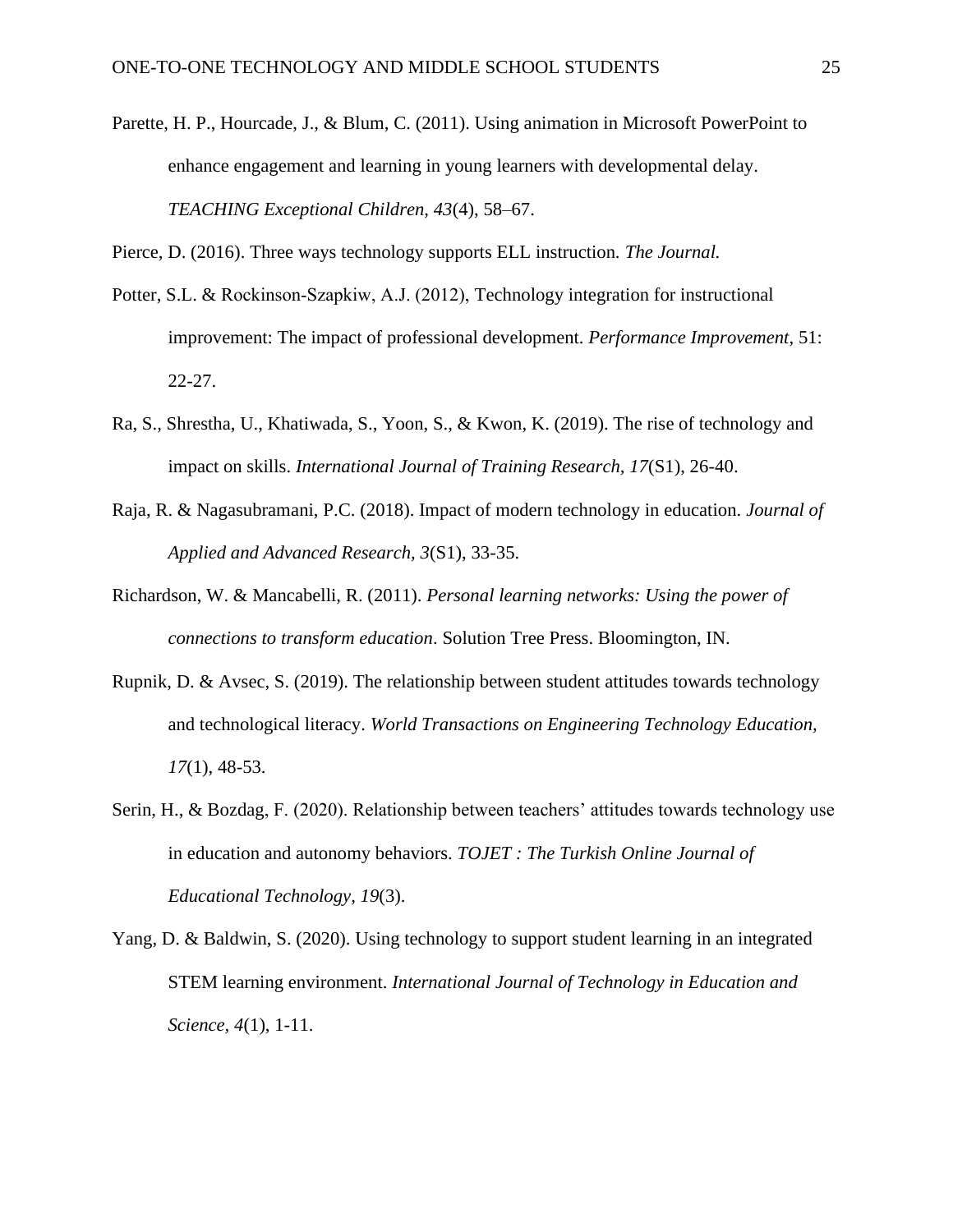Parette, H. P., Hourcade, J., & Blum, C. (2011). Using animation in Microsoft PowerPoint to enhance engagement and learning in young learners with developmental delay. *TEACHING Exceptional Children, 43*(4), 58–67.

Pierce, D. (2016). Three ways technology supports ELL instruction. *The Journal.*

Potter, S.L. & Rockinson-Szapkiw, A.J. (2012), Technology integration for instructional improvement: The impact of professional development. *Performance Improvement*, 51: 22-27.

Ra, S., Shrestha, U., Khatiwada, S., Yoon, S., & Kwon, K. (2019). The rise of technology and impact on skills. *International Journal of Training Research, 17*(S1), 26-40.

Raja, R. & Nagasubramani, P.C. (2018). Impact of modern technology in education. *Journal of Applied and Advanced Research, 3*(S1), 33-35.

Richardson, W. & Mancabelli, R. (2011). *Personal learning networks: Using the power of connections to transform education*. Solution Tree Press. Bloomington, IN.

Rupnik, D. & Avsec, S. (2019). The relationship between student attitudes towards technology and technological literacy. *World Transactions on Engineering Technology Education, 17*(1), 48-53.

Serin, H., & Bozdag, F. (2020). Relationship between teachers' attitudes towards technology use in education and autonomy behaviors. *TOJET : The Turkish Online Journal of Educational Technology, 19*(3).

Yang, D. & Baldwin, S. (2020). Using technology to support student learning in an integrated STEM learning environment. *International Journal of Technology in Education and Science, 4*(1), 1-11.